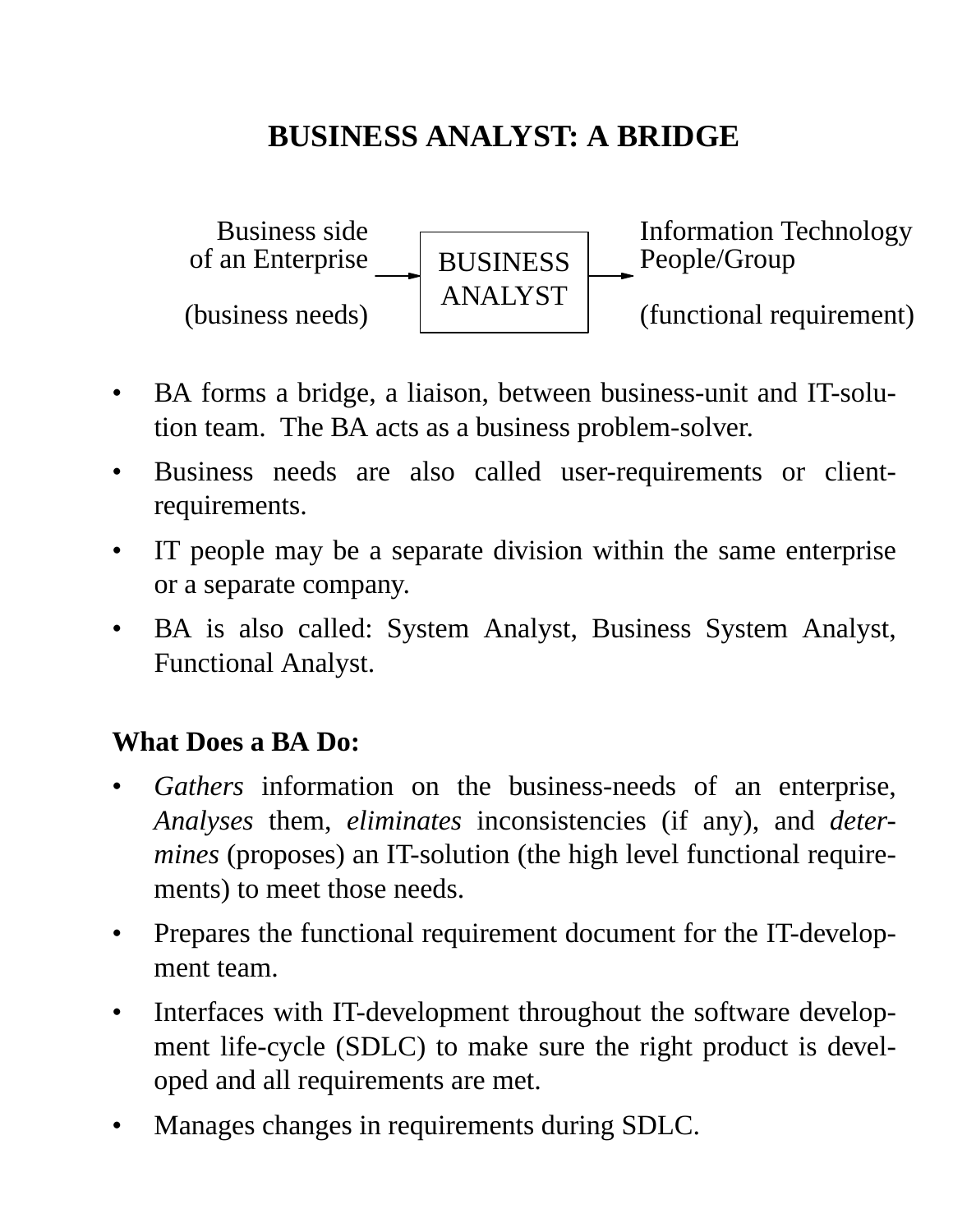# BUSINESS ANALYST: A BRIDGE

| Business side of an Enterprise (business needs) | → | BUSINESS ANALYST | → | Information Technology People/Group (functional requirement) |
|---|---|---|---|---|

- BA forms a bridge, a liaison, between business-unit and IT-solution team. The BA acts as a business problem-solver.
- Business needs are also called user-requirements or client-requirements.
- IT people may be a separate division within the same enterprise or a separate company.
- BA is also called: System Analyst, Business System Analyst, Functional Analyst.

**What Does a BA Do:**

- *Gathers* information on the business-needs of an enterprise, *Analyses* them, *eliminates* inconsistencies (if any), and *determines* (proposes) an IT-solution (the high level functional requirements) to meet those needs.
- Prepares the functional requirement document for the IT-development team.
- Interfaces with IT-development throughout the software development life-cycle (SDLC) to make sure the right product is developed and all requirements are met.
- Manages changes in requirements during SDLC.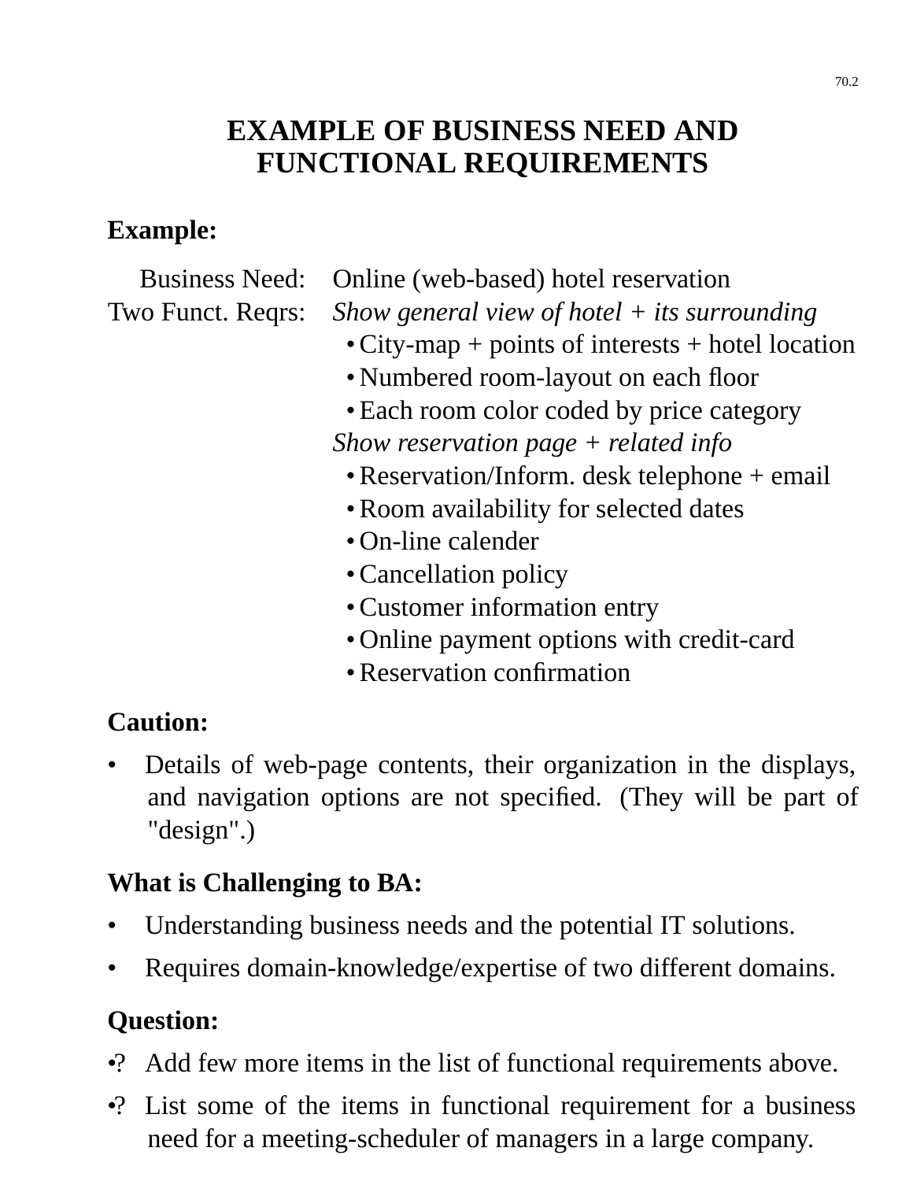# EXAMPLE OF BUSINESS NEED AND FUNCTIONAL REQUIREMENTS

**Example:**

Business Need: Online (web-based) hotel reservation

Two Funct. Reqrs: *Show general view of hotel + its surrounding*

- City-map + points of interests + hotel location
- Numbered room-layout on each floor
- Each room color coded by price category

*Show reservation page + related info*

- Reservation/Inform. desk telephone + email
- Room availability for selected dates
- On-line calender
- Cancellation policy
- Customer information entry
- Online payment options with credit-card
- Reservation confirmation

**Caution:**

- Details of web-page contents, their organization in the displays, and navigation options are not specified. (They will be part of "design".)

**What is Challenging to BA:**

- Understanding business needs and the potential IT solutions.
- Requires domain-knowledge/expertise of two different domains.

**Question:**

- ? Add few more items in the list of functional requirements above.
- ? List some of the items in functional requirement for a business need for a meeting-scheduler of managers in a large company.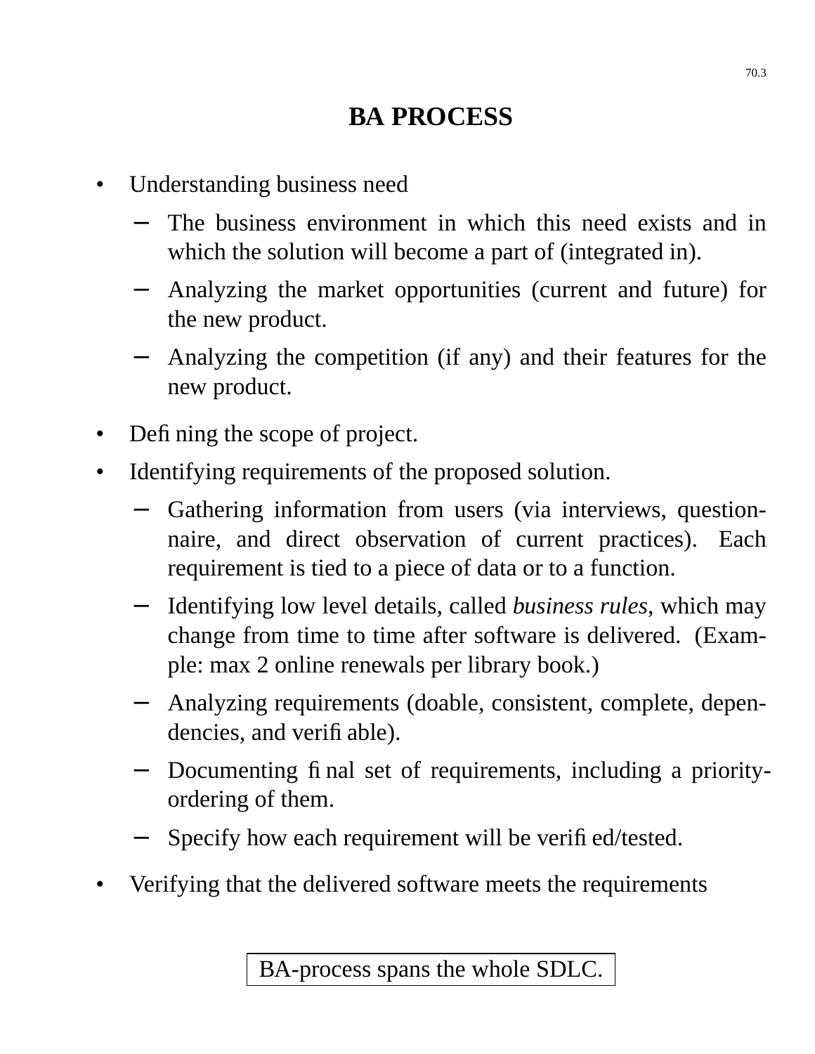# BA PROCESS

- Understanding business need
  - The business environment in which this need exists and in which the solution will become a part of (integrated in).
  - Analyzing the market opportunities (current and future) for the new product.
  - Analyzing the competition (if any) and their features for the new product.
- Defining the scope of project.
- Identifying requirements of the proposed solution.
  - Gathering information from users (via interviews, questionnaire, and direct observation of current practices). Each requirement is tied to a piece of data or to a function.
  - Identifying low level details, called *business rules*, which may change from time to time after software is delivered. (Example: max 2 online renewals per library book.)
  - Analyzing requirements (doable, consistent, complete, dependencies, and verifiable).
  - Documenting final set of requirements, including a priority-ordering of them.
  - Specify how each requirement will be verified/tested.
- Verifying that the delivered software meets the requirements

BA-process spans the whole SDLC.